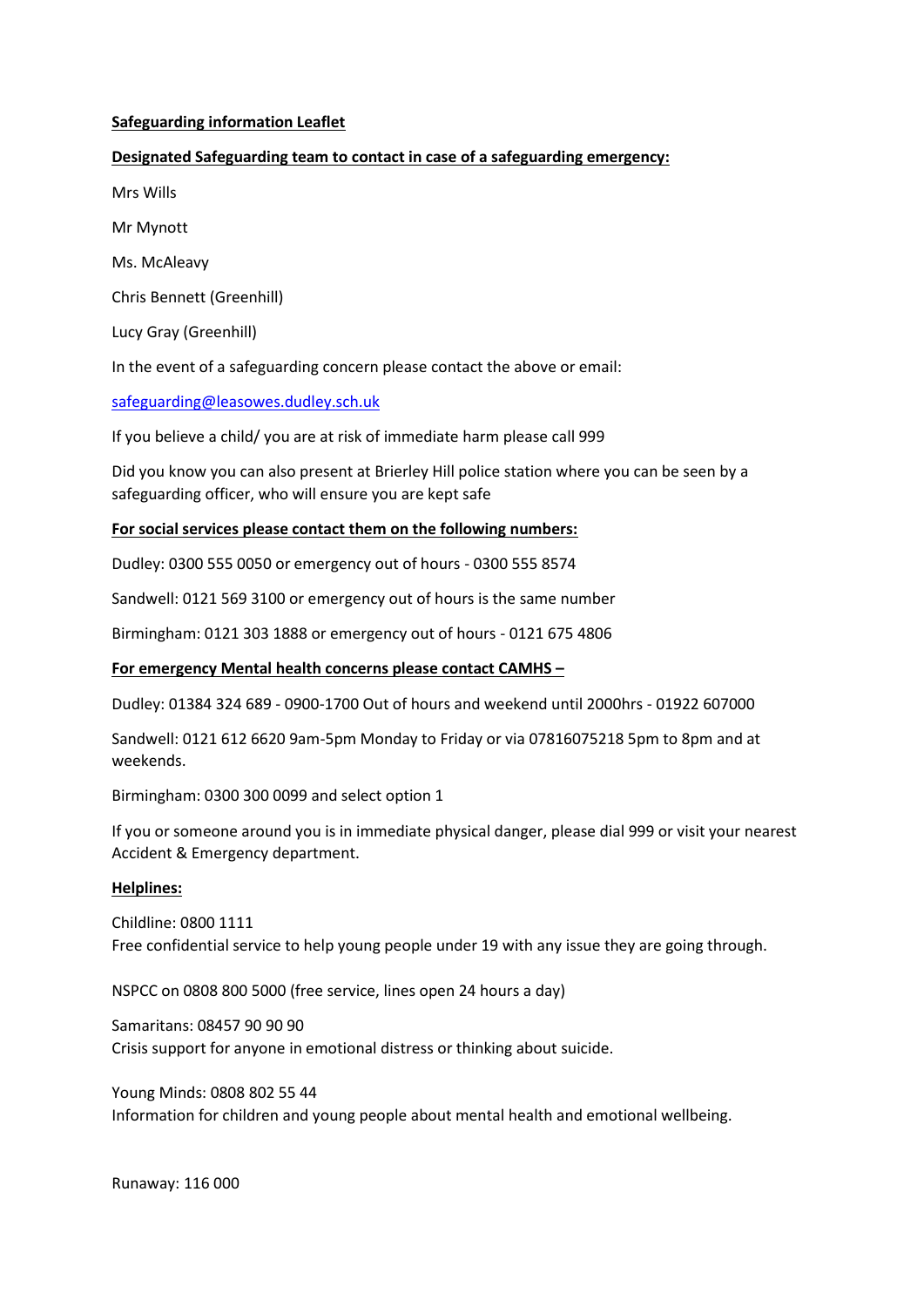**Safeguarding information Leaflet**

**Designated Safeguarding team to contact in case of a safeguarding emergency:**

Mrs Wills

Mr Mynott

Ms. McAleavy

Chris Bennett (Greenhill)

Lucy Gray (Greenhill)

In the event of a safeguarding concern please contact the above or email:

safeguarding@leasowes.dudley.sch.uk

If you believe a child/ you are at risk of immediate harm please call 999

Did you know you can also present at Brierley Hill police station where you can be seen by a safeguarding officer, who will ensure you are kept safe

**For social services please contact them on the following numbers:**

Dudley: 0300 555 0050 or emergency out of hours - 0300 555 8574

Sandwell: 0121 569 3100 or emergency out of hours is the same number

Birmingham: 0121 303 1888 or emergency out of hours - 0121 675 4806

**For emergency Mental health concerns please contact CAMHS –**

Dudley: 01384 324 689 - 0900-1700 Out of hours and weekend until 2000hrs - 01922 607000

Sandwell: 0121 612 6620 9am-5pm Monday to Friday or via 07816075218 5pm to 8pm and at weekends.

Birmingham: 0300 300 0099 and select option 1

If you or someone around you is in immediate physical danger, please dial 999 or visit your nearest Accident & Emergency department.

**Helplines:**

Childline: 0800 1111
Free confidential service to help young people under 19 with any issue they are going through.

NSPCC on 0808 800 5000 (free service, lines open 24 hours a day)

Samaritans: 08457 90 90 90
Crisis support for anyone in emotional distress or thinking about suicide.

Young Minds: 0808 802 55 44
Information for children and young people about mental health and emotional wellbeing.

Runaway: 116 000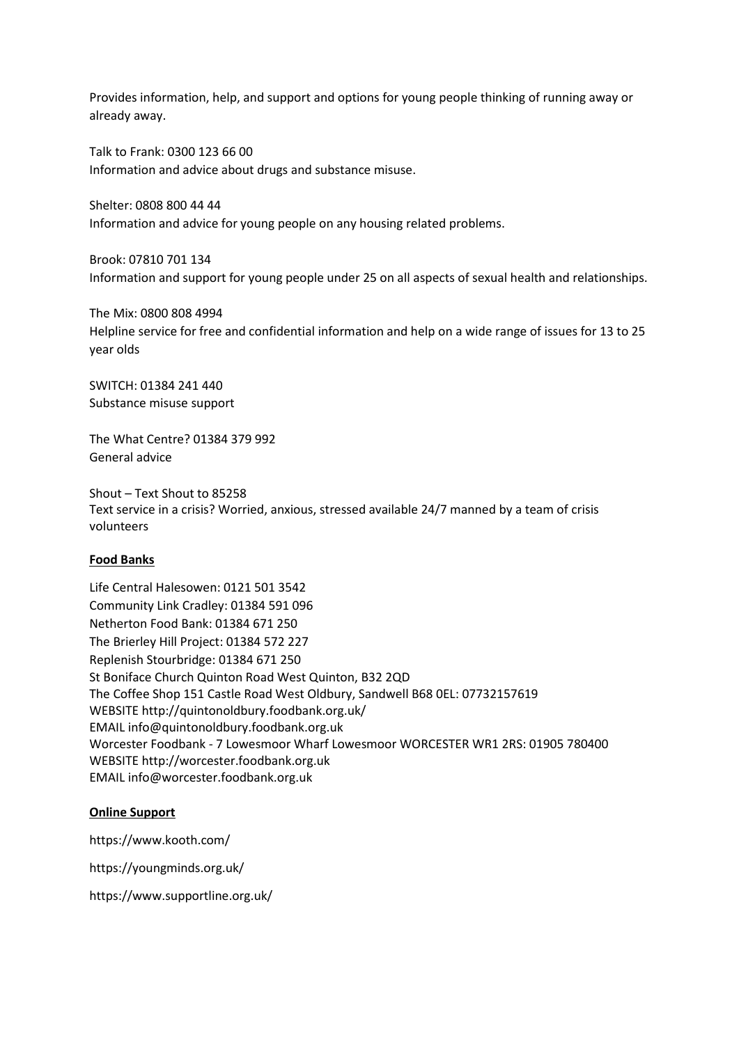Provides information, help, and support and options for young people thinking of running away or already away.

Talk to Frank: 0300 123 66 00
Information and advice about drugs and substance misuse.

Shelter: 0808 800 44 44
Information and advice for young people on any housing related problems.

Brook: 07810 701 134
Information and support for young people under 25 on all aspects of sexual health and relationships.

The Mix: 0800 808 4994
Helpline service for free and confidential information and help on a wide range of issues for 13 to 25 year olds

SWITCH: 01384 241 440
Substance misuse support

The What Centre? 01384 379 992
General advice

Shout – Text Shout to 85258
Text service in a crisis? Worried, anxious, stressed available 24/7 manned by a team of crisis volunteers

**Food Banks**

Life Central Halesowen: 0121 501 3542
Community Link Cradley: 01384 591 096
Netherton Food Bank: 01384 671 250
The Brierley Hill Project: 01384 572 227
Replenish Stourbridge: 01384 671 250
St Boniface Church Quinton Road West Quinton, B32 2QD
The Coffee Shop 151 Castle Road West Oldbury, Sandwell B68 0EL: 07732157619
WEBSITE http://quintonoldbury.foodbank.org.uk/
EMAIL info@quintonoldbury.foodbank.org.uk
Worcester Foodbank - 7 Lowesmoor Wharf Lowesmoor WORCESTER WR1 2RS: 01905 780400
WEBSITE http://worcester.foodbank.org.uk
EMAIL info@worcester.foodbank.org.uk

**Online Support**

https://www.kooth.com/

https://youngminds.org.uk/

https://www.supportline.org.uk/